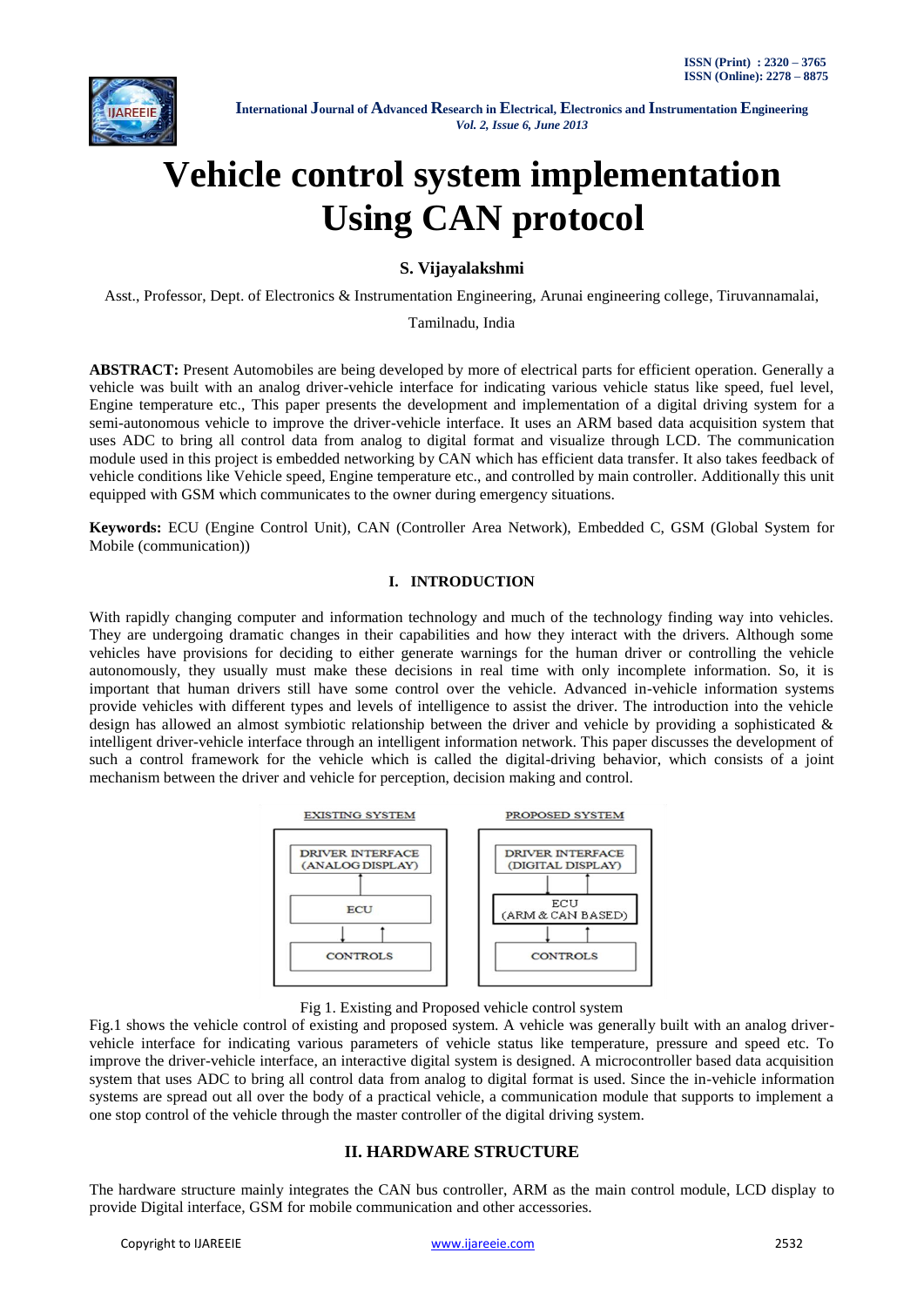# Vehicle control system implementation Using CAN protocol

**S. Vijayalakshmi**

Asst., Professor, Dept. of Electronics & Instrumentation Engineering, Arunai engineering college, Tiruvannamalai, Tamilnadu, India

**ABSTRACT:** Present Automobiles are being developed by more of electrical parts for efficient operation. Generally a vehicle was built with an analog driver-vehicle interface for indicating various vehicle status like speed, fuel level, Engine temperature etc., This paper presents the development and implementation of a digital driving system for a semi-autonomous vehicle to improve the driver-vehicle interface. It uses an ARM based data acquisition system that uses ADC to bring all control data from analog to digital format and visualize through LCD. The communication module used in this project is embedded networking by CAN which has efficient data transfer. It also takes feedback of vehicle conditions like Vehicle speed, Engine temperature etc., and controlled by main controller. Additionally this unit equipped with GSM which communicates to the owner during emergency situations.

**Keywords:** ECU (Engine Control Unit), CAN (Controller Area Network), Embedded C, GSM (Global System for Mobile (communication))

## I. INTRODUCTION

With rapidly changing computer and information technology and much of the technology finding way into vehicles. They are undergoing dramatic changes in their capabilities and how they interact with the drivers. Although some vehicles have provisions for deciding to either generate warnings for the human driver or controlling the vehicle autonomously, they usually must make these decisions in real time with only incomplete information. So, it is important that human drivers still have some control over the vehicle. Advanced in-vehicle information systems provide vehicles with different types and levels of intelligence to assist the driver. The introduction into the vehicle design has allowed an almost symbiotic relationship between the driver and vehicle by providing a sophisticated & intelligent driver-vehicle interface through an intelligent information network. This paper discusses the development of such a control framework for the vehicle which is called the digital-driving behavior, which consists of a joint mechanism between the driver and vehicle for perception, decision making and control.

EXISTING SYSTEM: DRIVER INTERFACE (ANALOG DISPLAY) — ECU — CONTROLS

PROPOSED SYSTEM: DRIVER INTERFACE (DIGITAL DISPLAY) — ECU (ARM & CAN BASED) — CONTROLS

Fig 1. Existing and Proposed vehicle control system

Fig.1 shows the vehicle control of existing and proposed system. A vehicle was generally built with an analog driver-vehicle interface for indicating various parameters of vehicle status like temperature, pressure and speed etc. To improve the driver-vehicle interface, an interactive digital system is designed. A microcontroller based data acquisition system that uses ADC to bring all control data from analog to digital format is used. Since the in-vehicle information systems are spread out all over the body of a practical vehicle, a communication module that supports to implement a one stop control of the vehicle through the master controller of the digital driving system.

## II. HARDWARE STRUCTURE

The hardware structure mainly integrates the CAN bus controller, ARM as the main control module, LCD display to provide Digital interface, GSM for mobile communication and other accessories.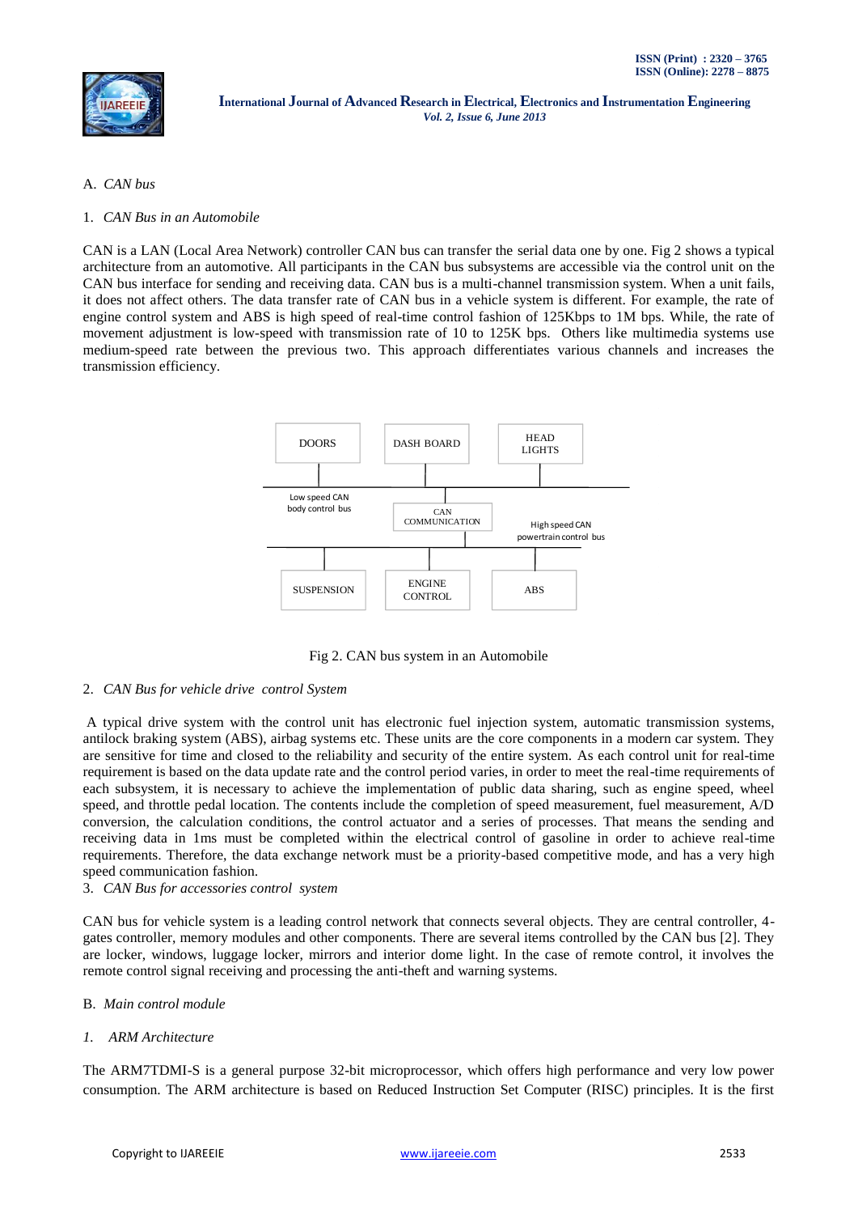A. *CAN bus*

1. *CAN Bus in an Automobile*

CAN is a LAN (Local Area Network) controller CAN bus can transfer the serial data one by one. Fig 2 shows a typical architecture from an automotive. All participants in the CAN bus subsystems are accessible via the control unit on the CAN bus interface for sending and receiving data. CAN bus is a multi-channel transmission system. When a unit fails, it does not affect others. The data transfer rate of CAN bus in a vehicle system is different. For example, the rate of engine control system and ABS is high speed of real-time control fashion of 125Kbps to 1M bps. While, the rate of movement adjustment is low-speed with transmission rate of 10 to 125K bps. Others like multimedia systems use medium-speed rate between the previous two. This approach differentiates various channels and increases the transmission efficiency.

DOORS | DASH BOARD | HEAD LIGHTS

Low speed CAN body control bus

CAN COMMUNICATION

High speed CAN powertrain control bus

SUSPENSION | ENGINE CONTROL | ABS

Fig 2. CAN bus system in an Automobile

2. *CAN Bus for vehicle drive control System*

A typical drive system with the control unit has electronic fuel injection system, automatic transmission systems, antilock braking system (ABS), airbag systems etc. These units are the core components in a modern car system. They are sensitive for time and closed to the reliability and security of the entire system. As each control unit for real-time requirement is based on the data update rate and the control period varies, in order to meet the real-time requirements of each subsystem, it is necessary to achieve the implementation of public data sharing, such as engine speed, wheel speed, and throttle pedal location. The contents include the completion of speed measurement, fuel measurement, A/D conversion, the calculation conditions, the control actuator and a series of processes. That means the sending and receiving data in 1ms must be completed within the electrical control of gasoline in order to achieve real-time requirements. Therefore, the data exchange network must be a priority-based competitive mode, and has a very high speed communication fashion.

3. *CAN Bus for accessories control system*

CAN bus for vehicle system is a leading control network that connects several objects. They are central controller, 4-gates controller, memory modules and other components. There are several items controlled by the CAN bus [2]. They are locker, windows, luggage locker, mirrors and interior dome light. In the case of remote control, it involves the remote control signal receiving and processing the anti-theft and warning systems.

B. *Main control module*

*1. ARM Architecture*

The ARM7TDMI-S is a general purpose 32-bit microprocessor, which offers high performance and very low power consumption. The ARM architecture is based on Reduced Instruction Set Computer (RISC) principles. It is the first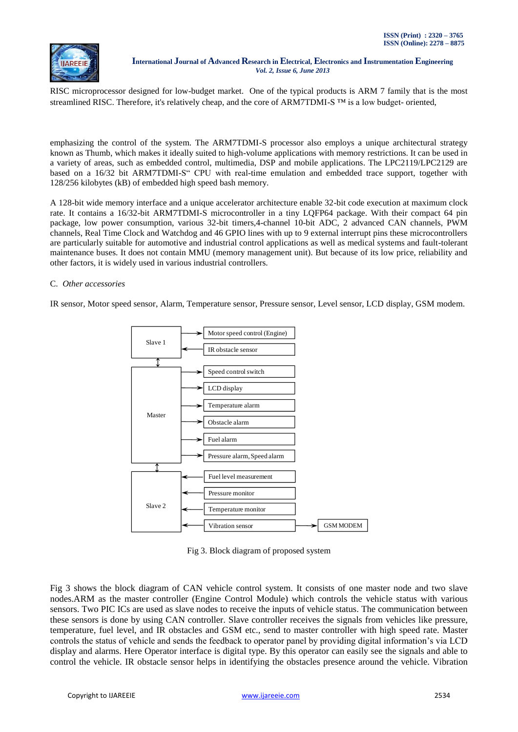RISC microprocessor designed for low-budget market. One of the typical products is ARM 7 family that is the most streamlined RISC. Therefore, it's relatively cheap, and the core of ARM7TDMI-S ™ is a low budget- oriented,

emphasizing the control of the system. The ARM7TDMI-S processor also employs a unique architectural strategy known as Thumb, which makes it ideally suited to high-volume applications with memory restrictions. It can be used in a variety of areas, such as embedded control, multimedia, DSP and mobile applications. The LPC2119/LPC2129 are based on a 16/32 bit ARM7TDMI-S" CPU with real-time emulation and embedded trace support, together with 128/256 kilobytes (kB) of embedded high speed bash memory.

A 128-bit wide memory interface and a unique accelerator architecture enable 32-bit code execution at maximum clock rate. It contains a 16/32-bit ARM7TDMI-S microcontroller in a tiny LQFP64 package. With their compact 64 pin package, low power consumption, various 32-bit timers,4-channel 10-bit ADC, 2 advanced CAN channels, PWM channels, Real Time Clock and Watchdog and 46 GPIO lines with up to 9 external interrupt pins these microcontrollers are particularly suitable for automotive and industrial control applications as well as medical systems and fault-tolerant maintenance buses. It does not contain MMU (memory management unit). But because of its low price, reliability and other factors, it is widely used in various industrial controllers.

C. *Other accessories*

IR sensor, Motor speed sensor, Alarm, Temperature sensor, Pressure sensor, Level sensor, LCD display, GSM modem.

Slave 1 → Motor speed control (Engine)
Slave 1 ← IR obstacle sensor
Slave 1 ↕ Master
Master → Speed control switch
Master → LCD display
Master → Temperature alarm
Master → Obstacle alarm
Master → Fuel alarm
Master → Pressure alarm, Speed alarm
Master ↕ Slave 2
Slave 2 ← Fuel level measurement
Slave 2 ← Pressure monitor
Slave 2 ← Temperature monitor
Slave 2 ← Vibration sensor → GSM MODEM

Fig 3. Block diagram of proposed system

Fig 3 shows the block diagram of CAN vehicle control system. It consists of one master node and two slave nodes.ARM as the master controller (Engine Control Module) which controls the vehicle status with various sensors. Two PIC ICs are used as slave nodes to receive the inputs of vehicle status. The communication between these sensors is done by using CAN controller. Slave controller receives the signals from vehicles like pressure, temperature, fuel level, and IR obstacles and GSM etc., send to master controller with high speed rate. Master controls the status of vehicle and sends the feedback to operator panel by providing digital information's via LCD display and alarms. Here Operator interface is digital type. By this operator can easily see the signals and able to control the vehicle. IR obstacle sensor helps in identifying the obstacles presence around the vehicle. Vibration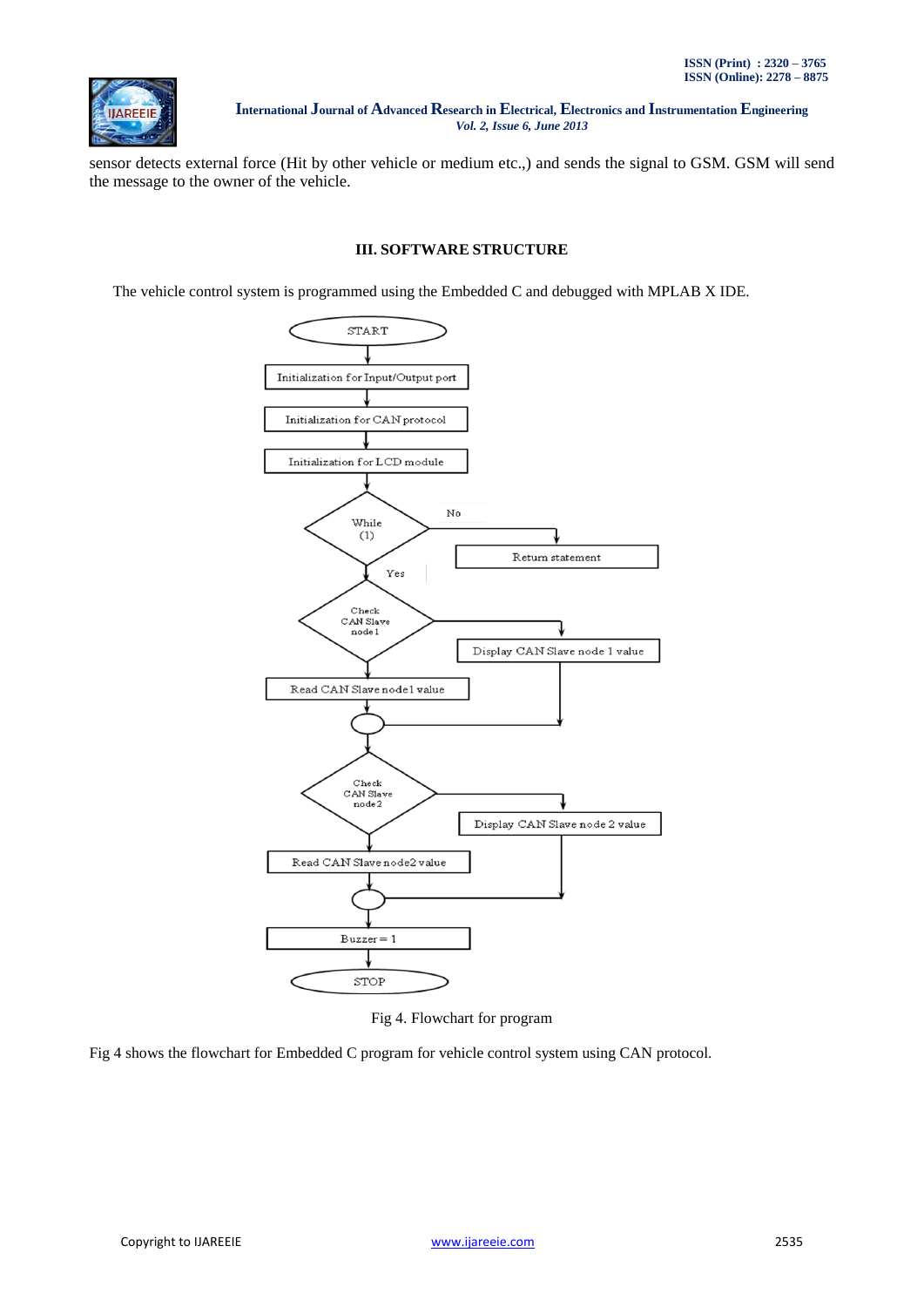sensor detects external force (Hit by other vehicle or medium etc.,) and sends the signal to GSM. GSM will send the message to the owner of the vehicle.

## III. SOFTWARE STRUCTURE

The vehicle control system is programmed using the Embedded C and debugged with MPLAB X IDE.

Fig 4. Flowchart for program

Fig 4 shows the flowchart for Embedded C program for vehicle control system using CAN protocol.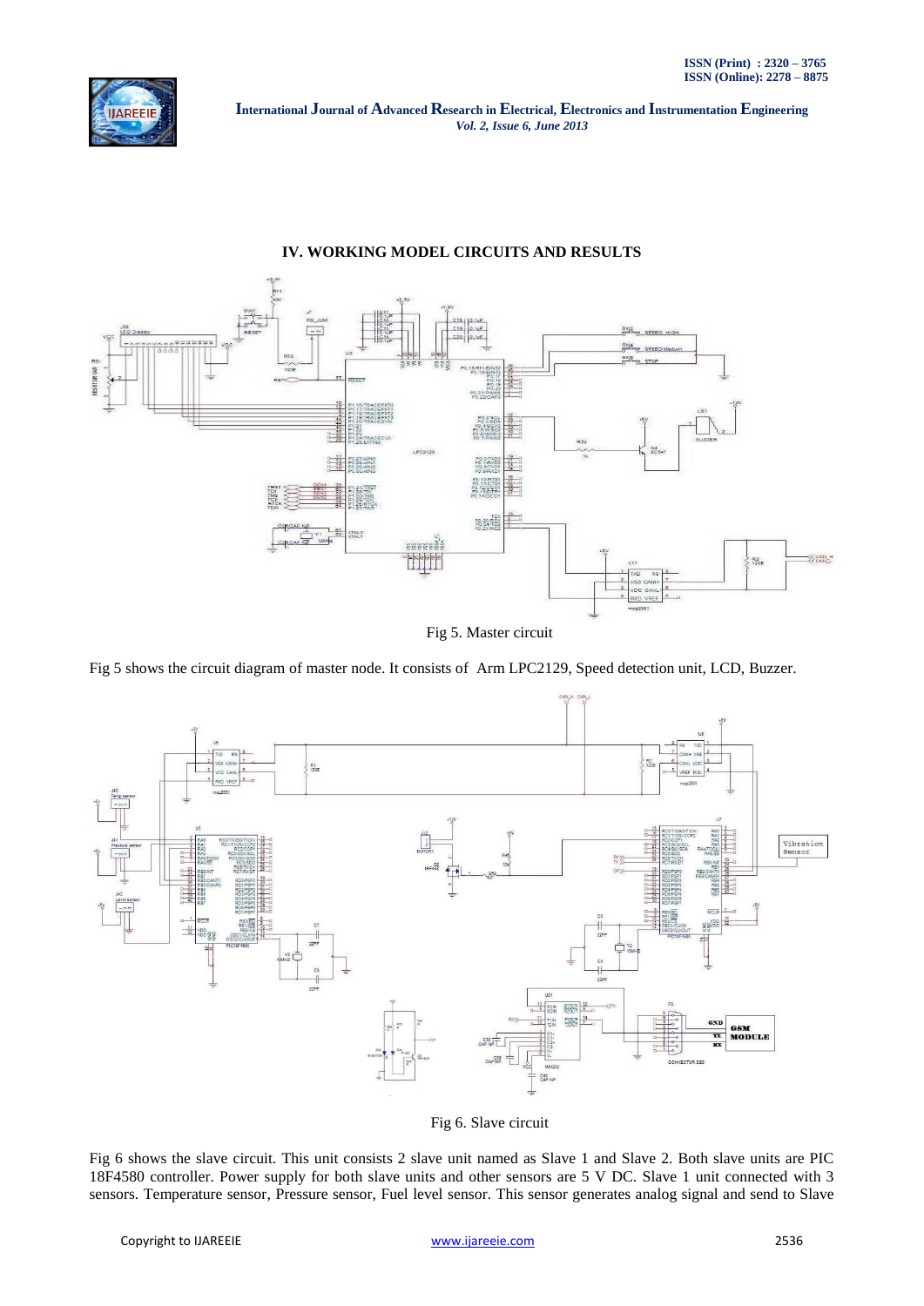## IV. WORKING MODEL CIRCUITS AND RESULTS

Fig 5. Master circuit

Fig 5 shows the circuit diagram of master node. It consists of Arm LPC2129, Speed detection unit, LCD, Buzzer.

Fig 6. Slave circuit

Fig 6 shows the slave circuit. This unit consists 2 slave unit named as Slave 1 and Slave 2. Both slave units are PIC 18F4580 controller. Power supply for both slave units and other sensors are 5 V DC. Slave 1 unit connected with 3 sensors. Temperature sensor, Pressure sensor, Fuel level sensor. This sensor generates analog signal and send to Slave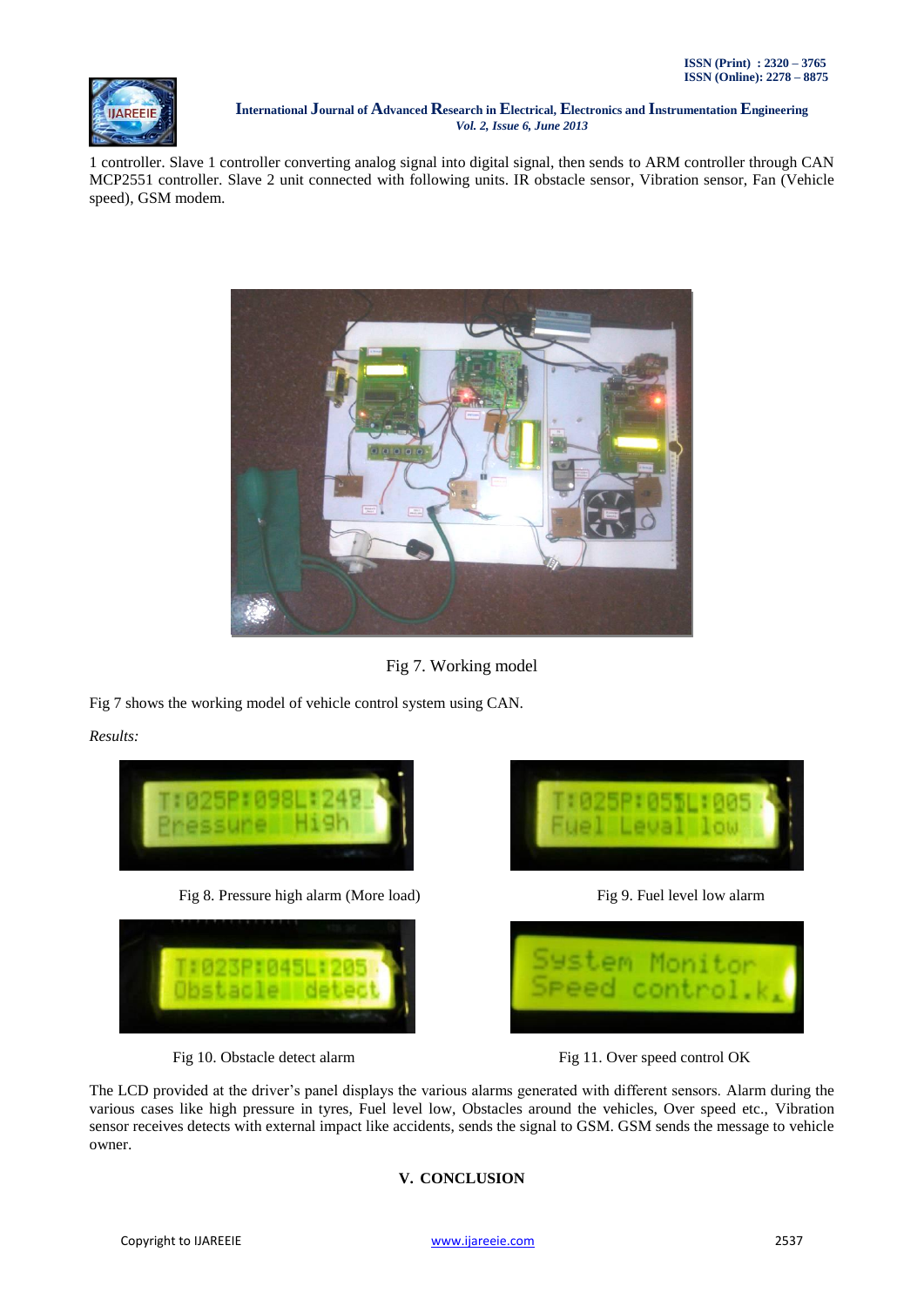1 controller. Slave 1 controller converting analog signal into digital signal, then sends to ARM controller through CAN MCP2551 controller. Slave 2 unit connected with following units. IR obstacle sensor, Vibration sensor, Fan (Vehicle speed), GSM modem.

Fig 7. Working model

Fig 7 shows the working model of vehicle control system using CAN.

*Results:*

Fig 8. Pressure high alarm (More load)

Fig 9. Fuel level low alarm

Fig 10. Obstacle detect alarm

Fig 11. Over speed control OK

The LCD provided at the driver's panel displays the various alarms generated with different sensors. Alarm during the various cases like high pressure in tyres, Fuel level low, Obstacles around the vehicles, Over speed etc., Vibration sensor receives detects with external impact like accidents, sends the signal to GSM. GSM sends the message to vehicle owner.

## V. CONCLUSION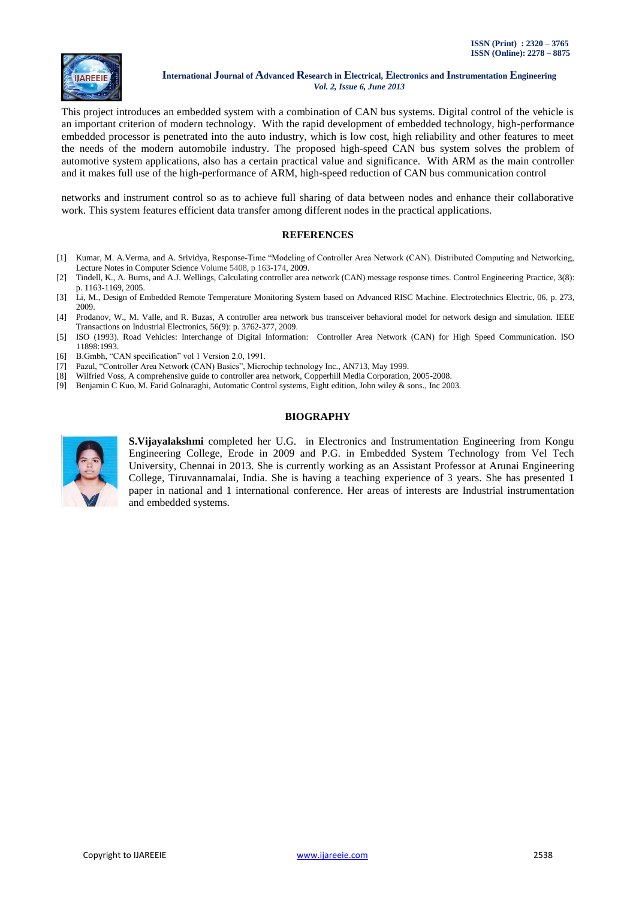This project introduces an embedded system with a combination of CAN bus systems. Digital control of the vehicle is an important criterion of modern technology. With the rapid development of embedded technology, high-performance embedded processor is penetrated into the auto industry, which is low cost, high reliability and other features to meet the needs of the modern automobile industry. The proposed high-speed CAN bus system solves the problem of automotive system applications, also has a certain practical value and significance. With ARM as the main controller and it makes full use of the high-performance of ARM, high-speed reduction of CAN bus communication control

networks and instrument control so as to achieve full sharing of data between nodes and enhance their collaborative work. This system features efficient data transfer among different nodes in the practical applications.

## REFERENCES

[1] Kumar, M. A.Verma, and A. Srividya, Response-Time "Modeling of Controller Area Network (CAN). Distributed Computing and Networking, Lecture Notes in Computer Science Volume 5408, p 163-174, 2009.

[2] Tindell, K., A. Burns, and A.J. Wellings, Calculating controller area network (CAN) message response times. Control Engineering Practice, 3(8): p. 1163-1169, 2005.

[3] Li, M., Design of Embedded Remote Temperature Monitoring System based on Advanced RISC Machine. Electrotechnics Electric, 06, p. 273, 2009.

[4] Prodanov, W., M. Valle, and R. Buzas, A controller area network bus transceiver behavioral model for network design and simulation. IEEE Transactions on Industrial Electronics, 56(9): p. 3762-377, 2009.

[5] ISO (1993). Road Vehicles: Interchange of Digital Information: Controller Area Network (CAN) for High Speed Communication. ISO 11898:1993.

[6] B.Gmbh, "CAN specification" vol 1 Version 2.0, 1991.

[7] Pazul, "Controller Area Network (CAN) Basics", Microchip technology Inc., AN713, May 1999.

[8] Wilfried Voss, A comprehensive guide to controller area network, Copperhill Media Corporation, 2005-2008.

[9] Benjamin C Kuo, M. Farid Golnaraghi, Automatic Control systems, Eight edition, John wiley & sons., Inc 2003.

## BIOGRAPHY

**S.Vijayalakshmi** completed her U.G. in Electronics and Instrumentation Engineering from Kongu Engineering College, Erode in 2009 and P.G. in Embedded System Technology from Vel Tech University, Chennai in 2013. She is currently working as an Assistant Professor at Arunai Engineering College, Tiruvannamalai, India. She is having a teaching experience of 3 years. She has presented 1 paper in national and 1 international conference. Her areas of interests are Industrial instrumentation and embedded systems.